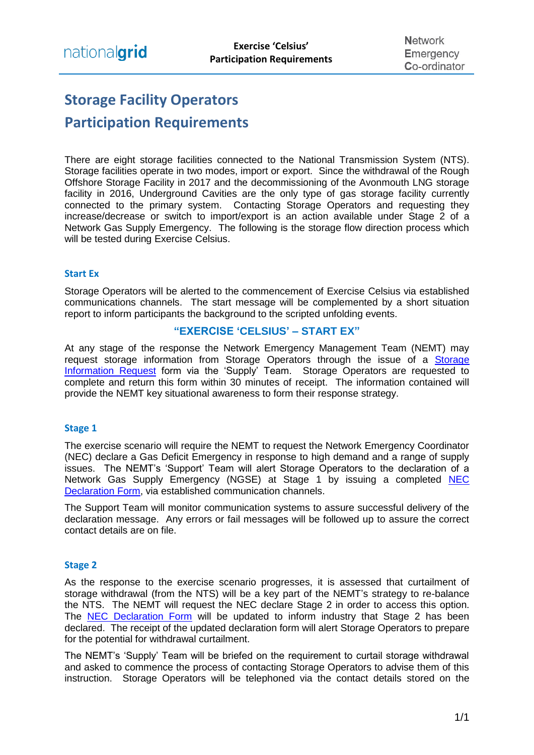# Storage Facility Operators Participation Requirements

There are eight storage facilities connected to the National Transmission System (NTS). Storage facilities operate in two modes, import or export. Since the withdrawal of the Rough Offshore Storage Facility in 2017 and the decommissioning of the Avonmouth LNG storage facility in 2016, Underground Cavities are the only type of gas storage facility currently connected to the primary system. Contacting Storage Operators and requesting they increase/decrease or switch to import/export is an action available under Stage 2 of a Network Gas Supply Emergency. The following is the storage flow direction process which will be tested during Exercise Celsius.

### Start Ex

Storage Operators will be alerted to the commencement of Exercise Celsius via established communications channels. The start message will be complemented by a short situation report to inform participants the background to the scripted unfolding events.

**"EXERCISE 'CELSIUS' – START EX"**

At any stage of the response the Network Emergency Management Team (NEMT) may request storage information from Storage Operators through the issue of a Storage Information Request form via the 'Supply' Team. Storage Operators are requested to complete and return this form within 30 minutes of receipt. The information contained will provide the NEMT key situational awareness to form their response strategy.

### Stage 1

The exercise scenario will require the NEMT to request the Network Emergency Coordinator (NEC) declare a Gas Deficit Emergency in response to high demand and a range of supply issues. The NEMT's 'Support' Team will alert Storage Operators to the declaration of a Network Gas Supply Emergency (NGSE) at Stage 1 by issuing a completed NEC Declaration Form, via established communication channels.

The Support Team will monitor communication systems to assure successful delivery of the declaration message. Any errors or fail messages will be followed up to assure the correct contact details are on file.

### Stage 2

As the response to the exercise scenario progresses, it is assessed that curtailment of storage withdrawal (from the NTS) will be a key part of the NEMT's strategy to re-balance the NTS. The NEMT will request the NEC declare Stage 2 in order to access this option. The NEC Declaration Form will be updated to inform industry that Stage 2 has been declared. The receipt of the updated declaration form will alert Storage Operators to prepare for the potential for withdrawal curtailment.

The NEMT's 'Supply' Team will be briefed on the requirement to curtail storage withdrawal and asked to commence the process of contacting Storage Operators to advise them of this instruction. Storage Operators will be telephoned via the contact details stored on the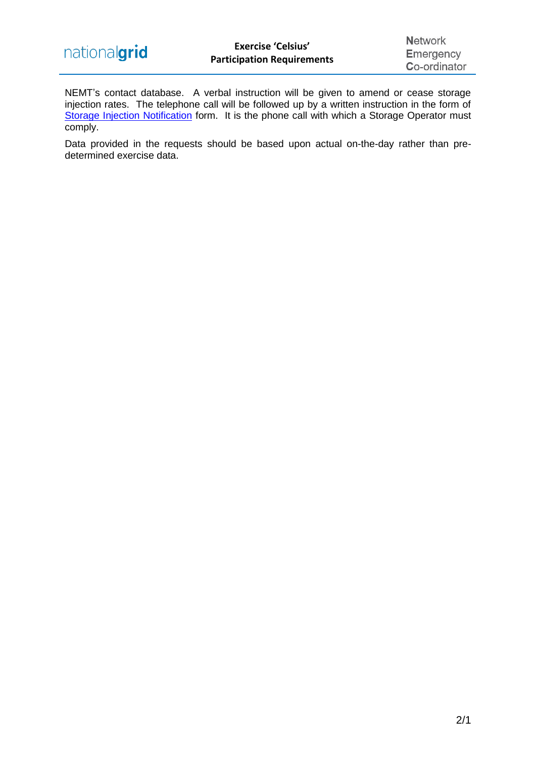NEMT's contact database. A verbal instruction will be given to amend or cease storage injection rates. The telephone call will be followed up by a written instruction in the form of Storage Injection Notification form. It is the phone call with which a Storage Operator must comply.

Data provided in the requests should be based upon actual on-the-day rather than pre-determined exercise data.